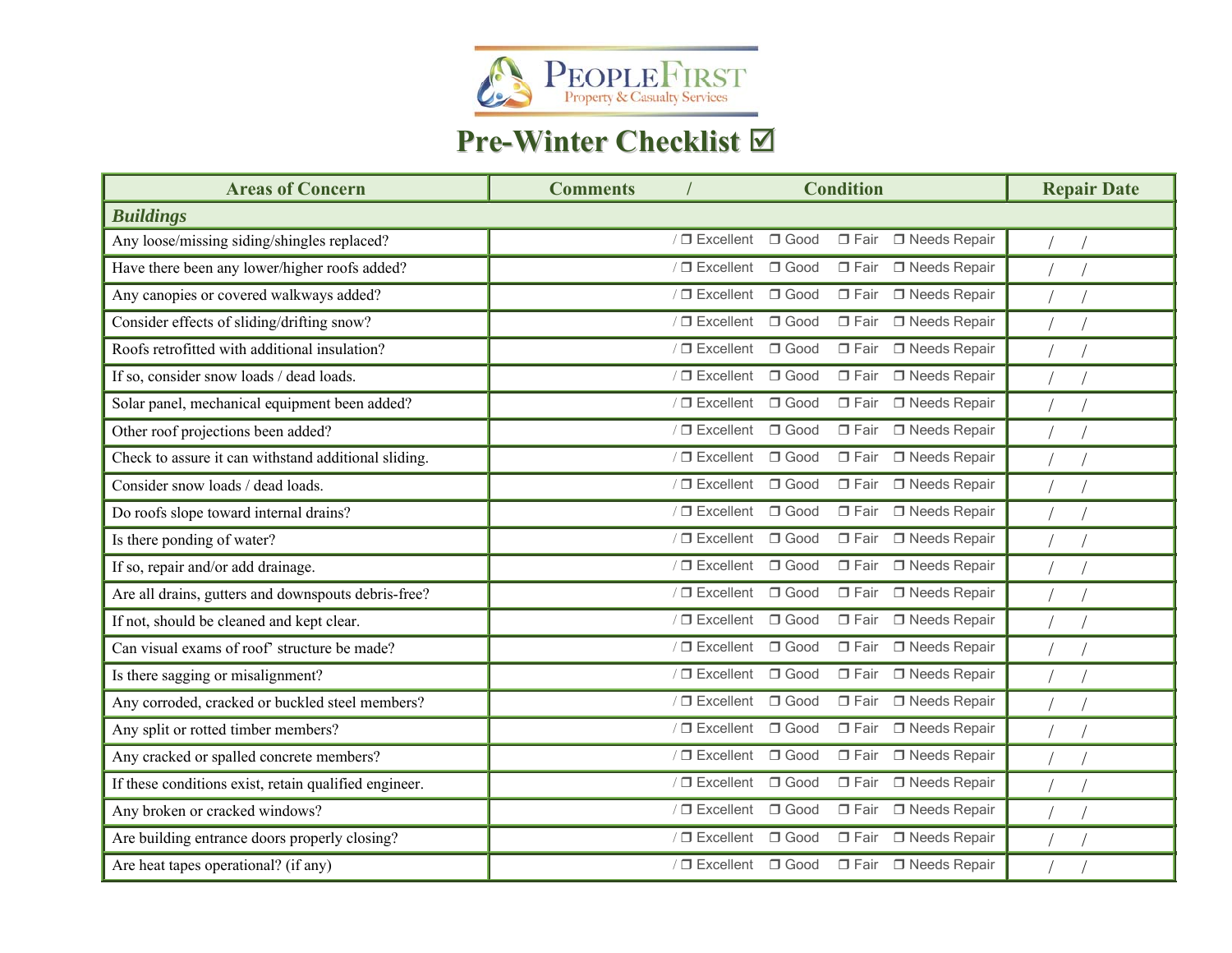PeopleFirst Property & Casualty Services

# Pre-Winter Checklist ☑

| Areas of Concern | Comments / Condition | Repair Date |
| --- | --- | --- |
| ***Buildings*** | | |
| Any loose/missing siding/shingles replaced? | / ❒ Excellent ❒ Good ❒ Fair ❒ Needs Repair | / / |
| Have there been any lower/higher roofs added? | / ❒ Excellent ❒ Good ❒ Fair ❒ Needs Repair | / / |
| Any canopies or covered walkways added? | / ❒ Excellent ❒ Good ❒ Fair ❒ Needs Repair | / / |
| Consider effects of sliding/drifting snow? | / ❒ Excellent ❒ Good ❒ Fair ❒ Needs Repair | / / |
| Roofs retrofitted with additional insulation? | / ❒ Excellent ❒ Good ❒ Fair ❒ Needs Repair | / / |
| If so, consider snow loads / dead loads. | / ❒ Excellent ❒ Good ❒ Fair ❒ Needs Repair | / / |
| Solar panel, mechanical equipment been added? | / ❒ Excellent ❒ Good ❒ Fair ❒ Needs Repair | / / |
| Other roof projections been added? | / ❒ Excellent ❒ Good ❒ Fair ❒ Needs Repair | / / |
| Check to assure it can withstand additional sliding. | / ❒ Excellent ❒ Good ❒ Fair ❒ Needs Repair | / / |
| Consider snow loads / dead loads. | / ❒ Excellent ❒ Good ❒ Fair ❒ Needs Repair | / / |
| Do roofs slope toward internal drains? | / ❒ Excellent ❒ Good ❒ Fair ❒ Needs Repair | / / |
| Is there ponding of water? | / ❒ Excellent ❒ Good ❒ Fair ❒ Needs Repair | / / |
| If so, repair and/or add drainage. | / ❒ Excellent ❒ Good ❒ Fair ❒ Needs Repair | / / |
| Are all drains, gutters and downspouts debris-free? | / ❒ Excellent ❒ Good ❒ Fair ❒ Needs Repair | / / |
| If not, should be cleaned and kept clear. | / ❒ Excellent ❒ Good ❒ Fair ❒ Needs Repair | / / |
| Can visual exams of roof' structure be made? | / ❒ Excellent ❒ Good ❒ Fair ❒ Needs Repair | / / |
| Is there sagging or misalignment? | / ❒ Excellent ❒ Good ❒ Fair ❒ Needs Repair | / / |
| Any corroded, cracked or buckled steel members? | / ❒ Excellent ❒ Good ❒ Fair ❒ Needs Repair | / / |
| Any split or rotted timber members? | / ❒ Excellent ❒ Good ❒ Fair ❒ Needs Repair | / / |
| Any cracked or spalled concrete members? | / ❒ Excellent ❒ Good ❒ Fair ❒ Needs Repair | / / |
| If these conditions exist, retain qualified engineer. | / ❒ Excellent ❒ Good ❒ Fair ❒ Needs Repair | / / |
| Any broken or cracked windows? | / ❒ Excellent ❒ Good ❒ Fair ❒ Needs Repair | / / |
| Are building entrance doors properly closing? | / ❒ Excellent ❒ Good ❒ Fair ❒ Needs Repair | / / |
| Are heat tapes operational? (if any) | / ❒ Excellent ❒ Good ❒ Fair ❒ Needs Repair | / / |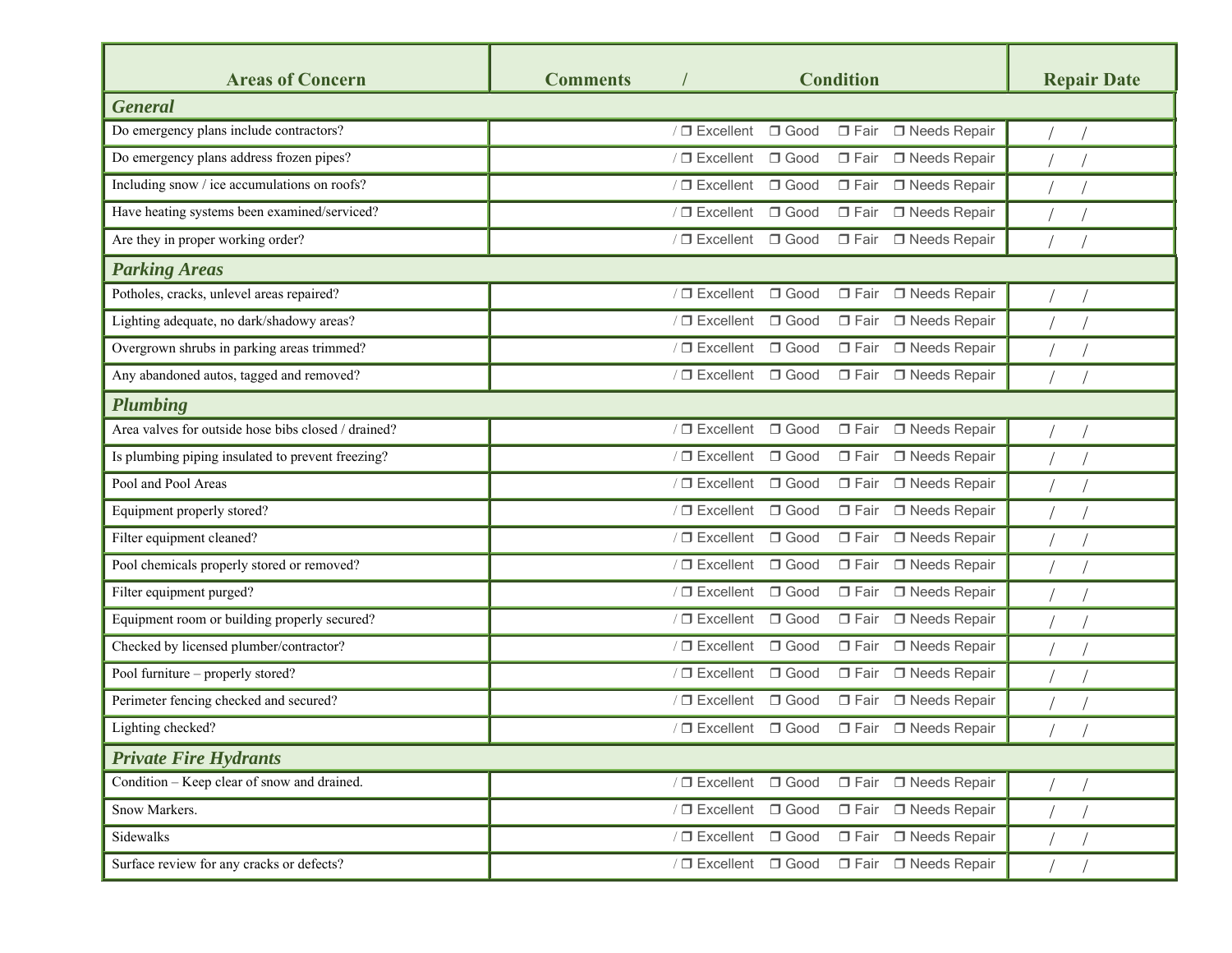| Areas of Concern | Comments / Condition | Repair Date |
|---|---|---|
| ***General*** | | |
| Do emergency plans include contractors? | / ❐ Excellent ❐ Good ❐ Fair ❐ Needs Repair | / / |
| Do emergency plans address frozen pipes? | / ❐ Excellent ❐ Good ❐ Fair ❐ Needs Repair | / / |
| Including snow / ice accumulations on roofs? | / ❐ Excellent ❐ Good ❐ Fair ❐ Needs Repair | / / |
| Have heating systems been examined/serviced? | / ❐ Excellent ❐ Good ❐ Fair ❐ Needs Repair | / / |
| Are they in proper working order? | / ❐ Excellent ❐ Good ❐ Fair ❐ Needs Repair | / / |
| ***Parking Areas*** | | |
| Potholes, cracks, unlevel areas repaired? | / ❐ Excellent ❐ Good ❐ Fair ❐ Needs Repair | / / |
| Lighting adequate, no dark/shadowy areas? | / ❐ Excellent ❐ Good ❐ Fair ❐ Needs Repair | / / |
| Overgrown shrubs in parking areas trimmed? | / ❐ Excellent ❐ Good ❐ Fair ❐ Needs Repair | / / |
| Any abandoned autos, tagged and removed? | / ❐ Excellent ❐ Good ❐ Fair ❐ Needs Repair | / / |
| ***Plumbing*** | | |
| Area valves for outside hose bibs closed / drained? | / ❐ Excellent ❐ Good ❐ Fair ❐ Needs Repair | / / |
| Is plumbing piping insulated to prevent freezing? | / ❐ Excellent ❐ Good ❐ Fair ❐ Needs Repair | / / |
| Pool and Pool Areas | / ❐ Excellent ❐ Good ❐ Fair ❐ Needs Repair | / / |
| Equipment properly stored? | / ❐ Excellent ❐ Good ❐ Fair ❐ Needs Repair | / / |
| Filter equipment cleaned? | / ❐ Excellent ❐ Good ❐ Fair ❐ Needs Repair | / / |
| Pool chemicals properly stored or removed? | / ❐ Excellent ❐ Good ❐ Fair ❐ Needs Repair | / / |
| Filter equipment purged? | / ❐ Excellent ❐ Good ❐ Fair ❐ Needs Repair | / / |
| Equipment room or building properly secured? | / ❐ Excellent ❐ Good ❐ Fair ❐ Needs Repair | / / |
| Checked by licensed plumber/contractor? | / ❐ Excellent ❐ Good ❐ Fair ❐ Needs Repair | / / |
| Pool furniture – properly stored? | / ❐ Excellent ❐ Good ❐ Fair ❐ Needs Repair | / / |
| Perimeter fencing checked and secured? | / ❐ Excellent ❐ Good ❐ Fair ❐ Needs Repair | / / |
| Lighting checked? | / ❐ Excellent ❐ Good ❐ Fair ❐ Needs Repair | / / |
| ***Private Fire Hydrants*** | | |
| Condition – Keep clear of snow and drained. | / ❐ Excellent ❐ Good ❐ Fair ❐ Needs Repair | / / |
| Snow Markers. | / ❐ Excellent ❐ Good ❐ Fair ❐ Needs Repair | / / |
| Sidewalks | / ❐ Excellent ❐ Good ❐ Fair ❐ Needs Repair | / / |
| Surface review for any cracks or defects? | / ❐ Excellent ❐ Good ❐ Fair ❐ Needs Repair | / / |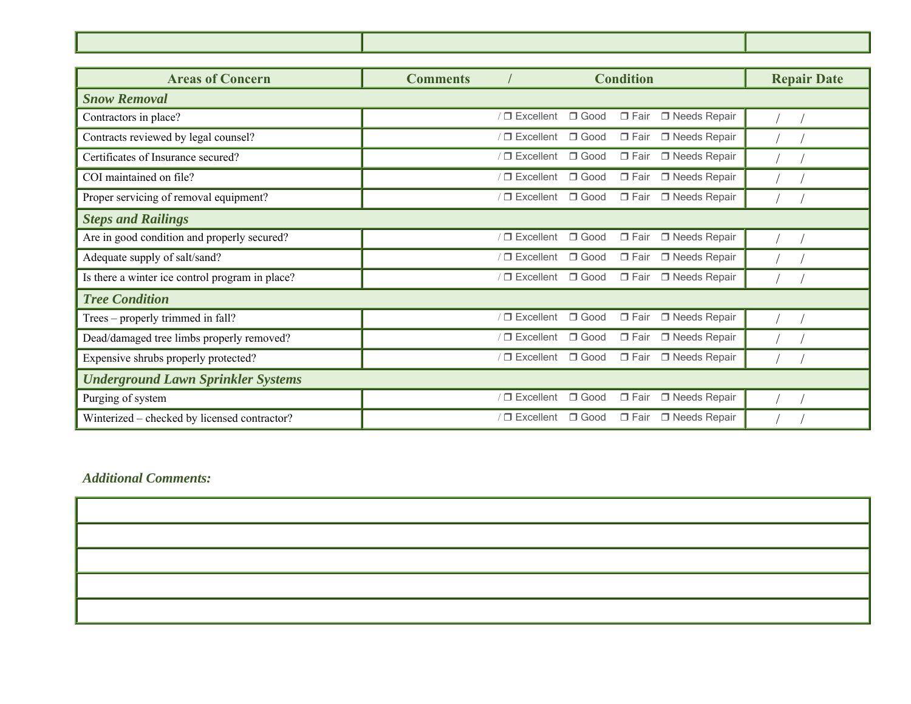| | | |
|---|---|---|
| | | |

| Areas of Concern | Comments / Condition | Repair Date |
|---|---|---|
| ***Snow Removal*** | | |
| Contractors in place? | / ❐ Excellent ❐ Good ❐ Fair ❐ Needs Repair | / / |
| Contracts reviewed by legal counsel? | / ❐ Excellent ❐ Good ❐ Fair ❐ Needs Repair | / / |
| Certificates of Insurance secured? | / ❐ Excellent ❐ Good ❐ Fair ❐ Needs Repair | / / |
| COI maintained on file? | / ❐ Excellent ❐ Good ❐ Fair ❐ Needs Repair | / / |
| Proper servicing of removal equipment? | / ❐ Excellent ❐ Good ❐ Fair ❐ Needs Repair | / / |
| ***Steps and Railings*** | | |
| Are in good condition and properly secured? | / ❐ Excellent ❐ Good ❐ Fair ❐ Needs Repair | / / |
| Adequate supply of salt/sand? | / ❐ Excellent ❐ Good ❐ Fair ❐ Needs Repair | / / |
| Is there a winter ice control program in place? | / ❐ Excellent ❐ Good ❐ Fair ❐ Needs Repair | / / |
| ***Tree Condition*** | | |
| Trees – properly trimmed in fall? | / ❐ Excellent ❐ Good ❐ Fair ❐ Needs Repair | / / |
| Dead/damaged tree limbs properly removed? | / ❐ Excellent ❐ Good ❐ Fair ❐ Needs Repair | / / |
| Expensive shrubs properly protected? | / ❐ Excellent ❐ Good ❐ Fair ❐ Needs Repair | / / |
| ***Underground Lawn Sprinkler Systems*** | | |
| Purging of system | / ❐ Excellent ❐ Good ❐ Fair ❐ Needs Repair | / / |
| Winterized – checked by licensed contractor? | / ❐ Excellent ❐ Good ❐ Fair ❐ Needs Repair | / / |

***Additional Comments:***

| |
|---|
| |
| |
| |
| |
| |